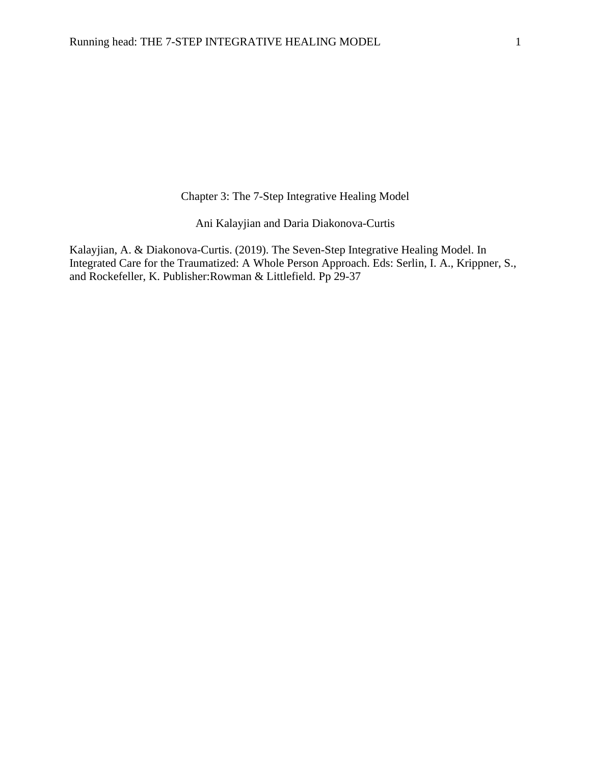# Chapter 3: The 7-Step Integrative Healing Model

Ani Kalayjian and Daria Diakonova-Curtis

Kalayjian, A. & Diakonova-Curtis. (2019). The Seven-Step Integrative Healing Model. In Integrated Care for the Traumatized: A Whole Person Approach. Eds: Serlin, I. A., Krippner, S., and Rockefeller, K. Publisher:Rowman & Littlefield. Pp 29-37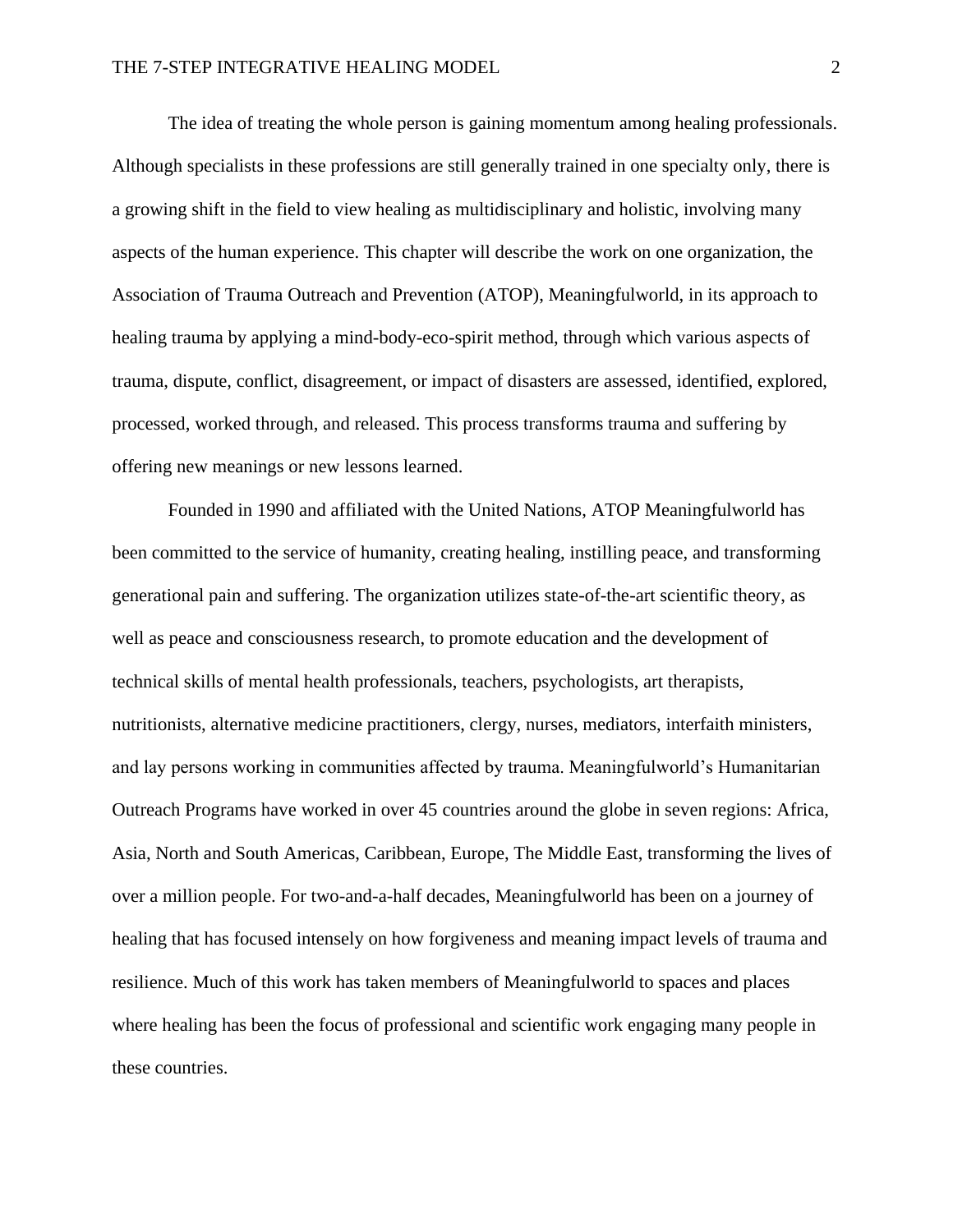The idea of treating the whole person is gaining momentum among healing professionals. Although specialists in these professions are still generally trained in one specialty only, there is a growing shift in the field to view healing as multidisciplinary and holistic, involving many aspects of the human experience. This chapter will describe the work on one organization, the Association of Trauma Outreach and Prevention (ATOP), Meaningfulworld, in its approach to healing trauma by applying a mind-body-eco-spirit method, through which various aspects of trauma, dispute, conflict, disagreement, or impact of disasters are assessed, identified, explored, processed, worked through, and released. This process transforms trauma and suffering by offering new meanings or new lessons learned.

Founded in 1990 and affiliated with the United Nations, ATOP Meaningfulworld has been committed to the service of humanity, creating healing, instilling peace, and transforming generational pain and suffering. The organization utilizes state-of-the-art scientific theory, as well as peace and consciousness research, to promote education and the development of technical skills of mental health professionals, teachers, psychologists, art therapists, nutritionists, alternative medicine practitioners, clergy, nurses, mediators, interfaith ministers, and lay persons working in communities affected by trauma. Meaningfulworld's Humanitarian Outreach Programs have worked in over 45 countries around the globe in seven regions: Africa, Asia, North and South Americas, Caribbean, Europe, The Middle East, transforming the lives of over a million people. For two-and-a-half decades, Meaningfulworld has been on a journey of healing that has focused intensely on how forgiveness and meaning impact levels of trauma and resilience. Much of this work has taken members of Meaningfulworld to spaces and places where healing has been the focus of professional and scientific work engaging many people in these countries.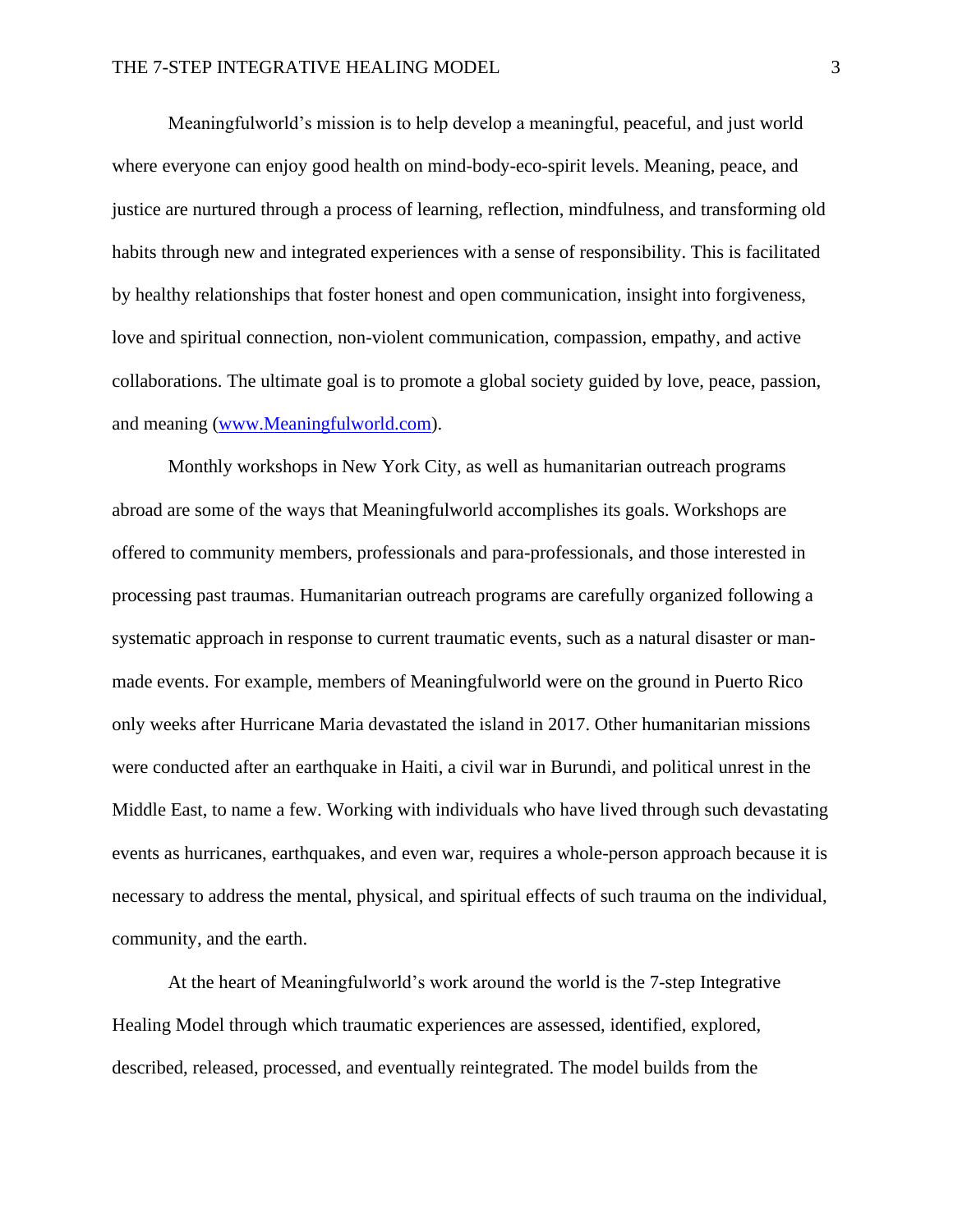Meaningfulworld's mission is to help develop a meaningful, peaceful, and just world where everyone can enjoy good health on mind-body-eco-spirit levels. Meaning, peace, and justice are nurtured through a process of learning, reflection, mindfulness, and transforming old habits through new and integrated experiences with a sense of responsibility. This is facilitated by healthy relationships that foster honest and open communication, insight into forgiveness, love and spiritual connection, non-violent communication, compassion, empathy, and active collaborations. The ultimate goal is to promote a global society guided by love, peace, passion, and meaning ([www.Meaningfulworld.com](www.Meaningfulworld.com)).

Monthly workshops in New York City, as well as humanitarian outreach programs abroad are some of the ways that Meaningfulworld accomplishes its goals. Workshops are offered to community members, professionals and para-professionals, and those interested in processing past traumas. Humanitarian outreach programs are carefully organized following a systematic approach in response to current traumatic events, such as a natural disaster or man-made events. For example, members of Meaningfulworld were on the ground in Puerto Rico only weeks after Hurricane Maria devastated the island in 2017. Other humanitarian missions were conducted after an earthquake in Haiti, a civil war in Burundi, and political unrest in the Middle East, to name a few. Working with individuals who have lived through such devastating events as hurricanes, earthquakes, and even war, requires a whole-person approach because it is necessary to address the mental, physical, and spiritual effects of such trauma on the individual, community, and the earth.

At the heart of Meaningfulworld's work around the world is the 7-step Integrative Healing Model through which traumatic experiences are assessed, identified, explored, described, released, processed, and eventually reintegrated. The model builds from the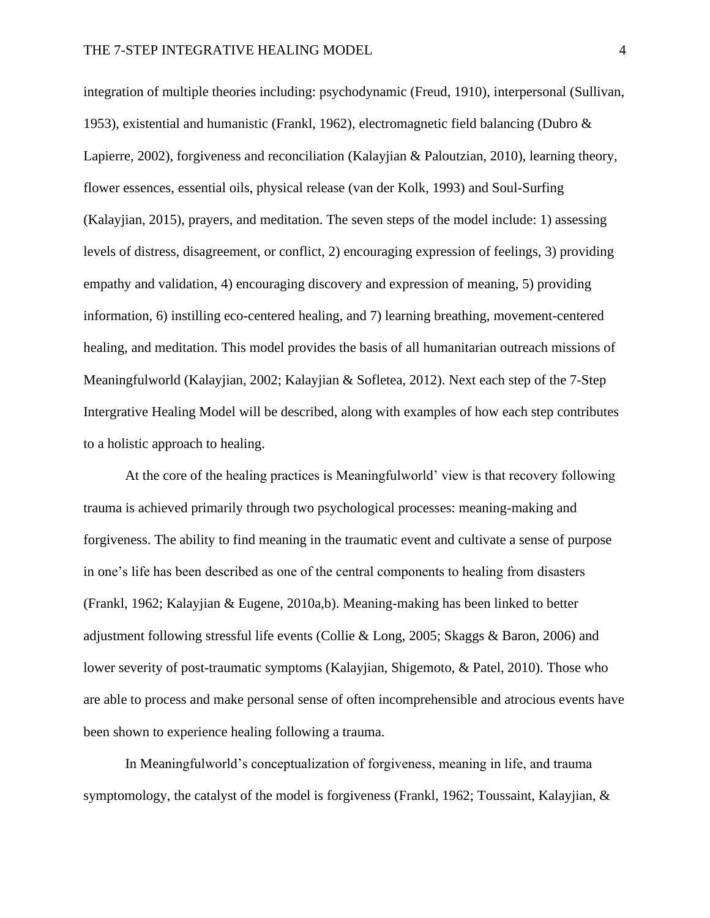integration of multiple theories including: psychodynamic (Freud, 1910), interpersonal (Sullivan, 1953), existential and humanistic (Frankl, 1962), electromagnetic field balancing (Dubro & Lapierre, 2002), forgiveness and reconciliation (Kalayjian & Paloutzian, 2010), learning theory, flower essences, essential oils, physical release (van der Kolk, 1993) and Soul-Surfing (Kalayjian, 2015), prayers, and meditation. The seven steps of the model include: 1) assessing levels of distress, disagreement, or conflict, 2) encouraging expression of feelings, 3) providing empathy and validation, 4) encouraging discovery and expression of meaning, 5) providing information, 6) instilling eco-centered healing, and 7) learning breathing, movement-centered healing, and meditation. This model provides the basis of all humanitarian outreach missions of Meaningfulworld (Kalayjian, 2002; Kalayjian & Sofletea, 2012). Next each step of the 7-Step Intergrative Healing Model will be described, along with examples of how each step contributes to a holistic approach to healing.

At the core of the healing practices is Meaningfulworld' view is that recovery following trauma is achieved primarily through two psychological processes: meaning-making and forgiveness. The ability to find meaning in the traumatic event and cultivate a sense of purpose in one's life has been described as one of the central components to healing from disasters (Frankl, 1962; Kalayjian & Eugene, 2010a,b). Meaning-making has been linked to better adjustment following stressful life events (Collie & Long, 2005; Skaggs & Baron, 2006) and lower severity of post-traumatic symptoms (Kalayjian, Shigemoto, & Patel, 2010). Those who are able to process and make personal sense of often incomprehensible and atrocious events have been shown to experience healing following a trauma.

In Meaningfulworld's conceptualization of forgiveness, meaning in life, and trauma symptomology, the catalyst of the model is forgiveness (Frankl, 1962; Toussaint, Kalayjian, &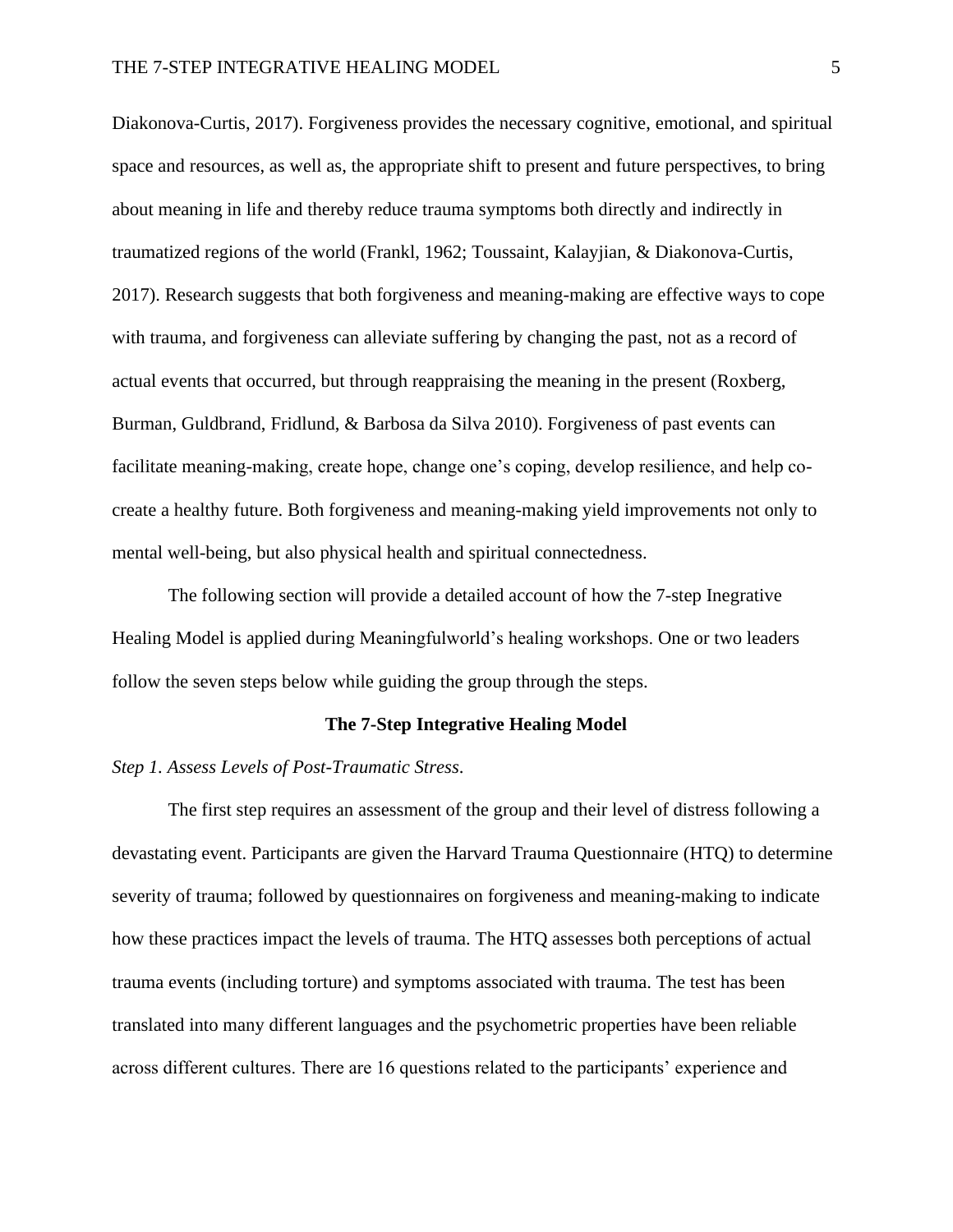Diakonova-Curtis, 2017). Forgiveness provides the necessary cognitive, emotional, and spiritual space and resources, as well as, the appropriate shift to present and future perspectives, to bring about meaning in life and thereby reduce trauma symptoms both directly and indirectly in traumatized regions of the world (Frankl, 1962; Toussaint, Kalayjian, & Diakonova-Curtis, 2017). Research suggests that both forgiveness and meaning-making are effective ways to cope with trauma, and forgiveness can alleviate suffering by changing the past, not as a record of actual events that occurred, but through reappraising the meaning in the present (Roxberg, Burman, Guldbrand, Fridlund, & Barbosa da Silva 2010). Forgiveness of past events can facilitate meaning-making, create hope, change one's coping, develop resilience, and help co-create a healthy future. Both forgiveness and meaning-making yield improvements not only to mental well-being, but also physical health and spiritual connectedness.

The following section will provide a detailed account of how the 7-step Inegrative Healing Model is applied during Meaningfulworld's healing workshops. One or two leaders follow the seven steps below while guiding the group through the steps.

## The 7-Step Integrative Healing Model

*Step 1. Assess Levels of Post-Traumatic Stress*.

The first step requires an assessment of the group and their level of distress following a devastating event. Participants are given the Harvard Trauma Questionnaire (HTQ) to determine severity of trauma; followed by questionnaires on forgiveness and meaning-making to indicate how these practices impact the levels of trauma. The HTQ assesses both perceptions of actual trauma events (including torture) and symptoms associated with trauma. The test has been translated into many different languages and the psychometric properties have been reliable across different cultures. There are 16 questions related to the participants' experience and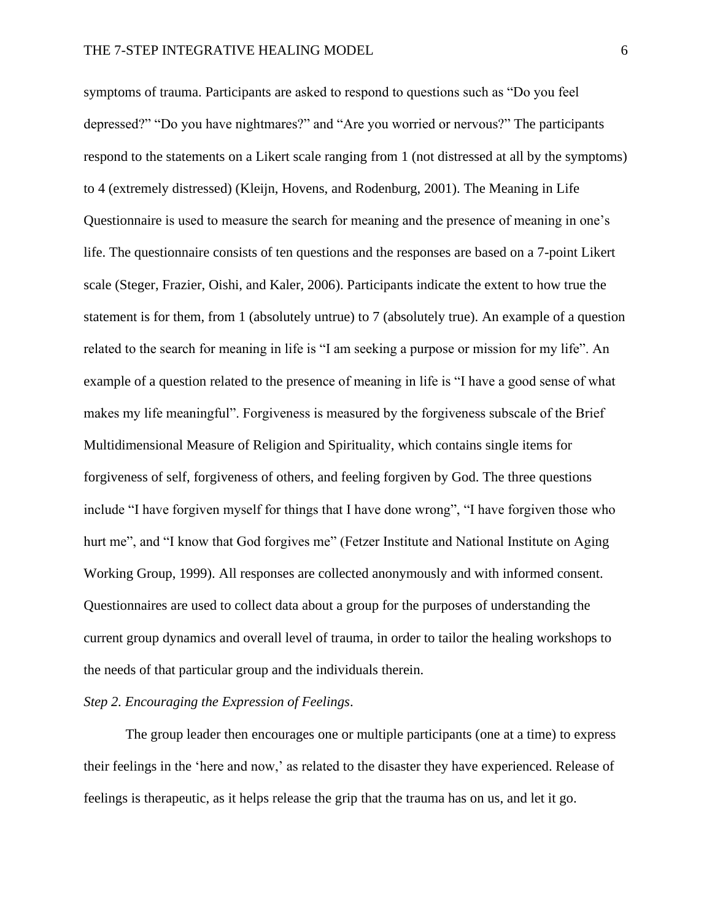symptoms of trauma. Participants are asked to respond to questions such as "Do you feel depressed?" "Do you have nightmares?" and "Are you worried or nervous?" The participants respond to the statements on a Likert scale ranging from 1 (not distressed at all by the symptoms) to 4 (extremely distressed) (Kleijn, Hovens, and Rodenburg, 2001). The Meaning in Life Questionnaire is used to measure the search for meaning and the presence of meaning in one's life. The questionnaire consists of ten questions and the responses are based on a 7-point Likert scale (Steger, Frazier, Oishi, and Kaler, 2006). Participants indicate the extent to how true the statement is for them, from 1 (absolutely untrue) to 7 (absolutely true). An example of a question related to the search for meaning in life is "I am seeking a purpose or mission for my life". An example of a question related to the presence of meaning in life is "I have a good sense of what makes my life meaningful". Forgiveness is measured by the forgiveness subscale of the Brief Multidimensional Measure of Religion and Spirituality, which contains single items for forgiveness of self, forgiveness of others, and feeling forgiven by God. The three questions include "I have forgiven myself for things that I have done wrong", "I have forgiven those who hurt me", and "I know that God forgives me" (Fetzer Institute and National Institute on Aging Working Group, 1999). All responses are collected anonymously and with informed consent. Questionnaires are used to collect data about a group for the purposes of understanding the current group dynamics and overall level of trauma, in order to tailor the healing workshops to the needs of that particular group and the individuals therein.

*Step 2. Encouraging the Expression of Feelings*.

The group leader then encourages one or multiple participants (one at a time) to express their feelings in the 'here and now,' as related to the disaster they have experienced. Release of feelings is therapeutic, as it helps release the grip that the trauma has on us, and let it go.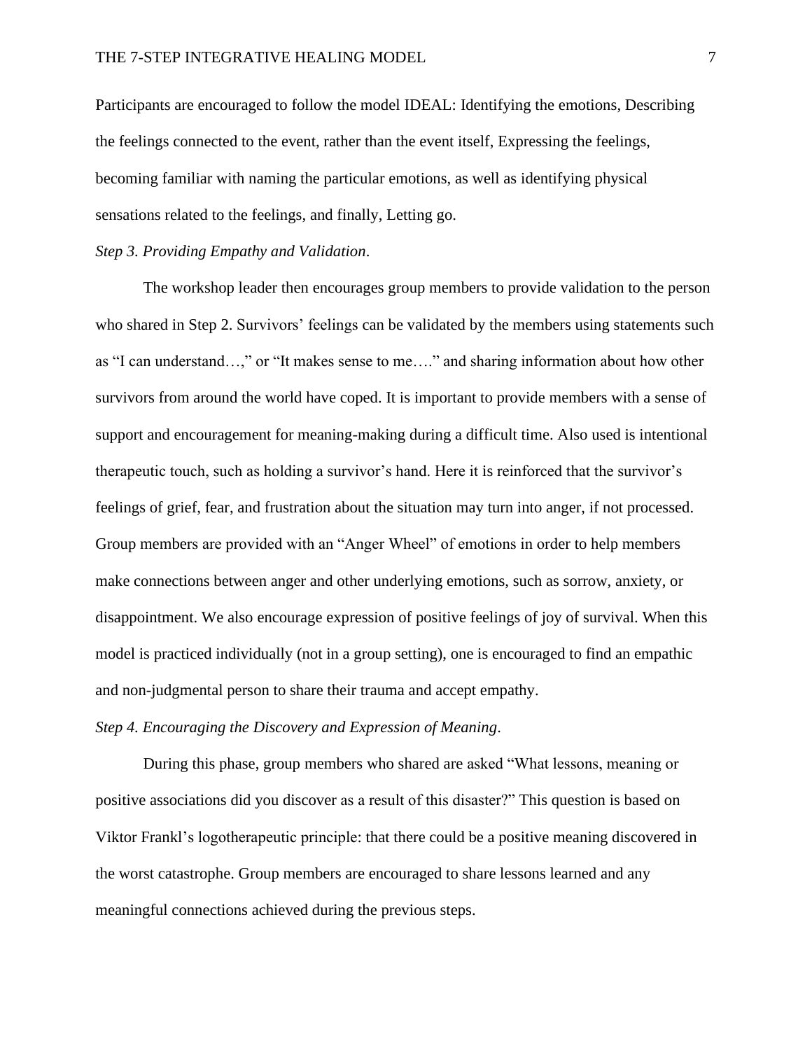Participants are encouraged to follow the model IDEAL: Identifying the emotions, Describing the feelings connected to the event, rather than the event itself, Expressing the feelings, becoming familiar with naming the particular emotions, as well as identifying physical sensations related to the feelings, and finally, Letting go.

*Step 3. Providing Empathy and Validation*.

The workshop leader then encourages group members to provide validation to the person who shared in Step 2. Survivors' feelings can be validated by the members using statements such as "I can understand…," or "It makes sense to me…." and sharing information about how other survivors from around the world have coped. It is important to provide members with a sense of support and encouragement for meaning-making during a difficult time. Also used is intentional therapeutic touch, such as holding a survivor's hand. Here it is reinforced that the survivor's feelings of grief, fear, and frustration about the situation may turn into anger, if not processed. Group members are provided with an "Anger Wheel" of emotions in order to help members make connections between anger and other underlying emotions, such as sorrow, anxiety, or disappointment. We also encourage expression of positive feelings of joy of survival. When this model is practiced individually (not in a group setting), one is encouraged to find an empathic and non-judgmental person to share their trauma and accept empathy.

*Step 4. Encouraging the Discovery and Expression of Meaning*.

During this phase, group members who shared are asked "What lessons, meaning or positive associations did you discover as a result of this disaster?" This question is based on Viktor Frankl's logotherapeutic principle: that there could be a positive meaning discovered in the worst catastrophe. Group members are encouraged to share lessons learned and any meaningful connections achieved during the previous steps.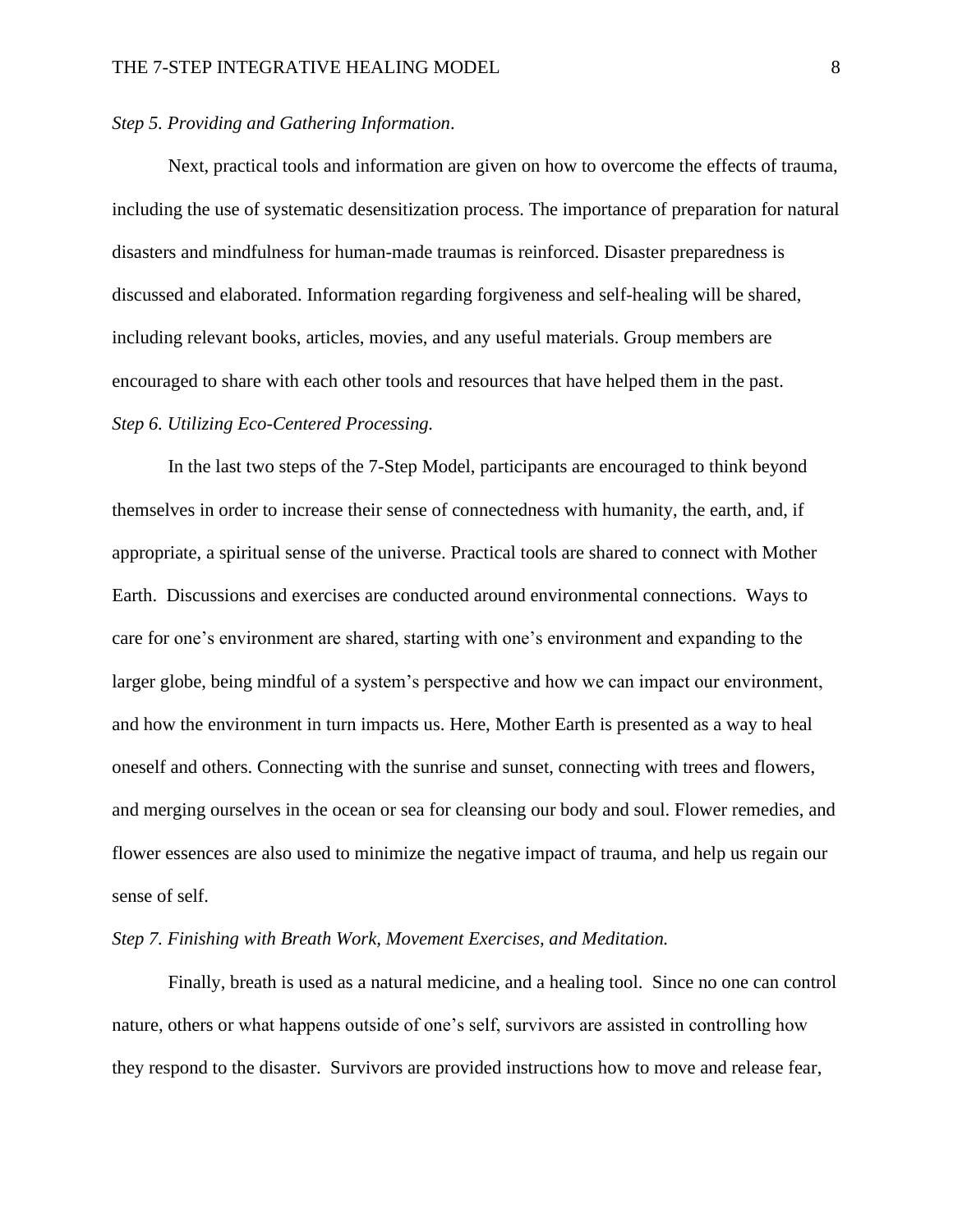*Step 5. Providing and Gathering Information*.

Next, practical tools and information are given on how to overcome the effects of trauma, including the use of systematic desensitization process. The importance of preparation for natural disasters and mindfulness for human-made traumas is reinforced. Disaster preparedness is discussed and elaborated. Information regarding forgiveness and self-healing will be shared, including relevant books, articles, movies, and any useful materials. Group members are encouraged to share with each other tools and resources that have helped them in the past.

*Step 6. Utilizing Eco-Centered Processing.*

In the last two steps of the 7-Step Model, participants are encouraged to think beyond themselves in order to increase their sense of connectedness with humanity, the earth, and, if appropriate, a spiritual sense of the universe. Practical tools are shared to connect with Mother Earth. Discussions and exercises are conducted around environmental connections. Ways to care for one's environment are shared, starting with one's environment and expanding to the larger globe, being mindful of a system's perspective and how we can impact our environment, and how the environment in turn impacts us. Here, Mother Earth is presented as a way to heal oneself and others. Connecting with the sunrise and sunset, connecting with trees and flowers, and merging ourselves in the ocean or sea for cleansing our body and soul. Flower remedies, and flower essences are also used to minimize the negative impact of trauma, and help us regain our sense of self.

*Step 7. Finishing with Breath Work, Movement Exercises, and Meditation.*

Finally, breath is used as a natural medicine, and a healing tool. Since no one can control nature, others or what happens outside of one's self, survivors are assisted in controlling how they respond to the disaster. Survivors are provided instructions how to move and release fear,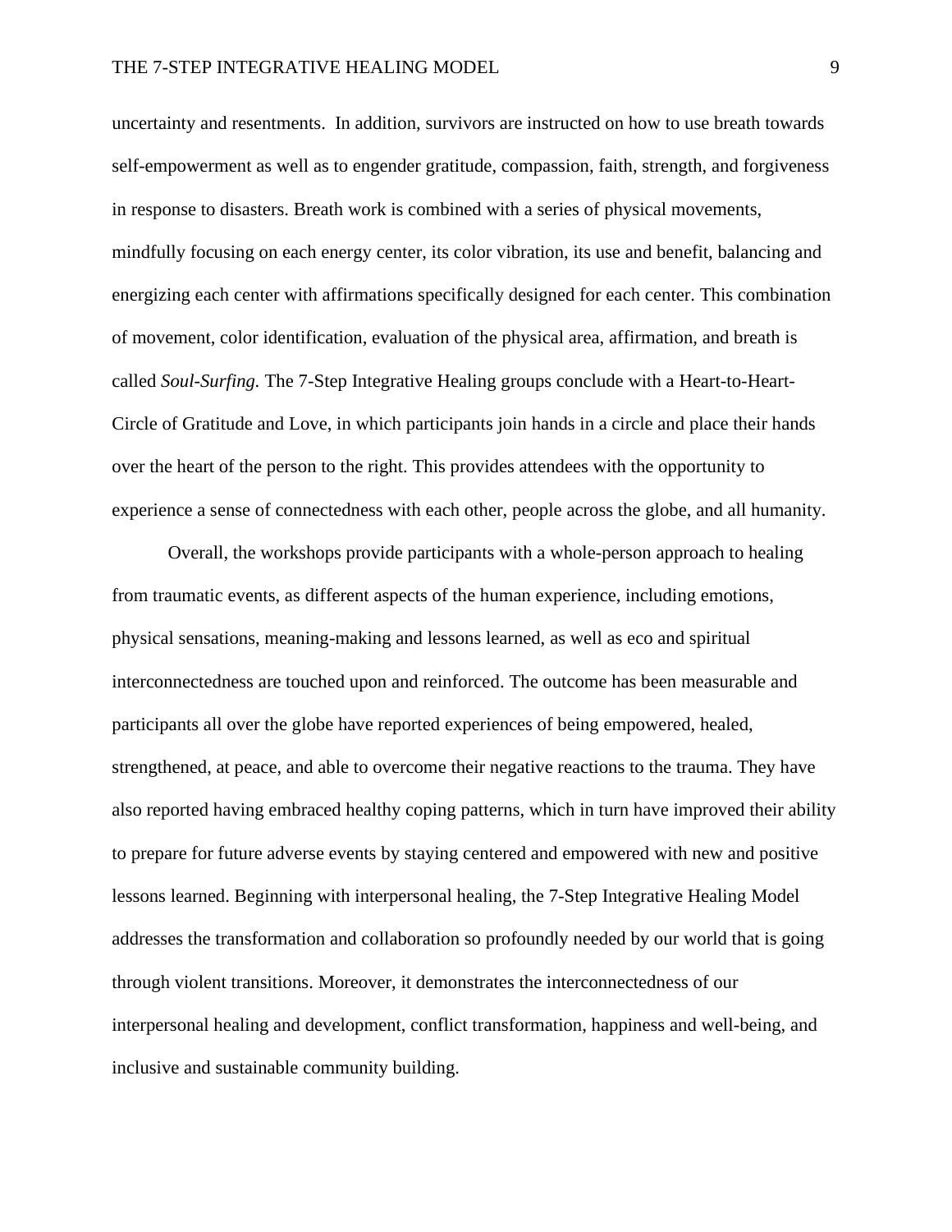uncertainty and resentments. In addition, survivors are instructed on how to use breath towards self-empowerment as well as to engender gratitude, compassion, faith, strength, and forgiveness in response to disasters. Breath work is combined with a series of physical movements, mindfully focusing on each energy center, its color vibration, its use and benefit, balancing and energizing each center with affirmations specifically designed for each center. This combination of movement, color identification, evaluation of the physical area, affirmation, and breath is called *Soul-Surfing.* The 7-Step Integrative Healing groups conclude with a Heart-to-Heart-Circle of Gratitude and Love, in which participants join hands in a circle and place their hands over the heart of the person to the right. This provides attendees with the opportunity to experience a sense of connectedness with each other, people across the globe, and all humanity.

Overall, the workshops provide participants with a whole-person approach to healing from traumatic events, as different aspects of the human experience, including emotions, physical sensations, meaning-making and lessons learned, as well as eco and spiritual interconnectedness are touched upon and reinforced. The outcome has been measurable and participants all over the globe have reported experiences of being empowered, healed, strengthened, at peace, and able to overcome their negative reactions to the trauma. They have also reported having embraced healthy coping patterns, which in turn have improved their ability to prepare for future adverse events by staying centered and empowered with new and positive lessons learned. Beginning with interpersonal healing, the 7-Step Integrative Healing Model addresses the transformation and collaboration so profoundly needed by our world that is going through violent transitions. Moreover, it demonstrates the interconnectedness of our interpersonal healing and development, conflict transformation, happiness and well-being, and inclusive and sustainable community building.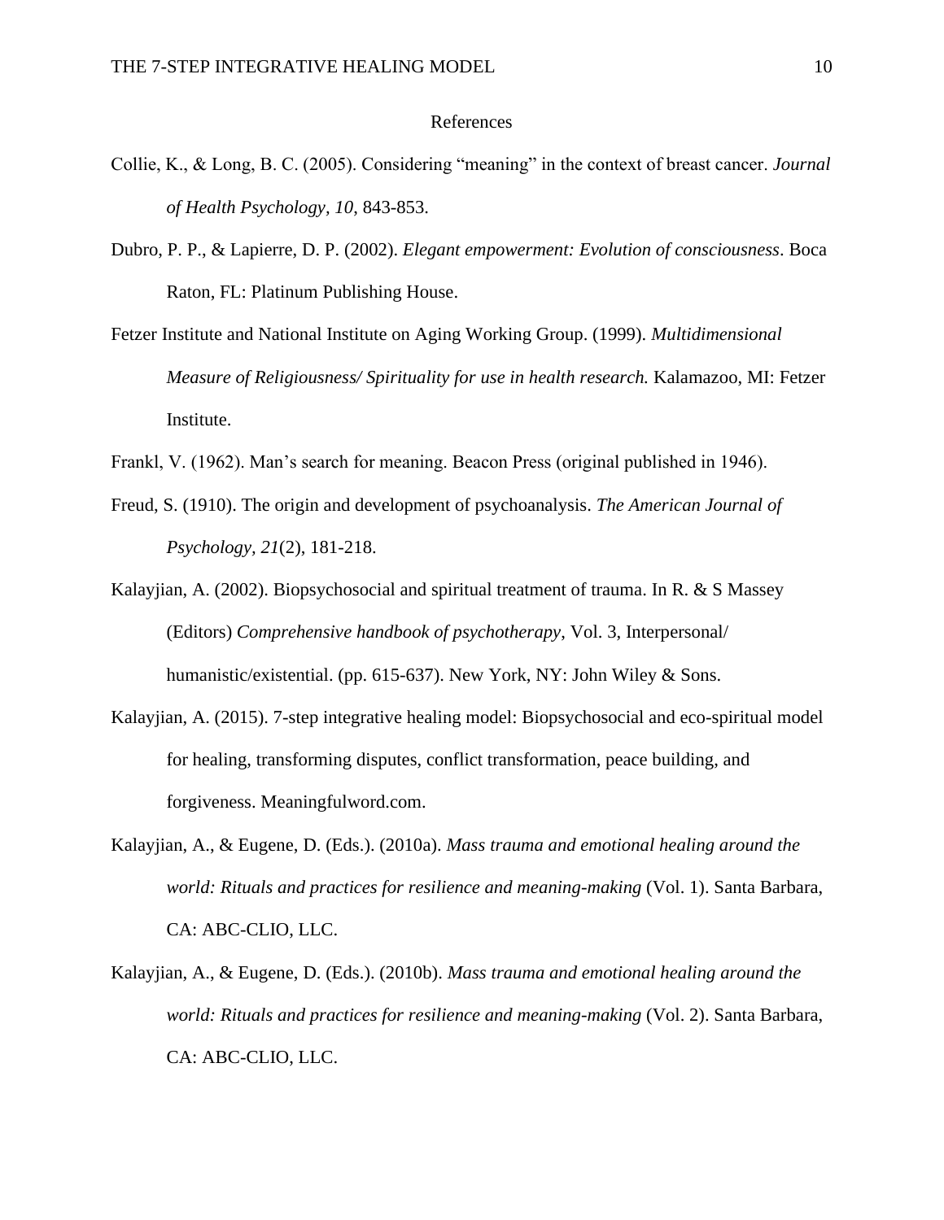# References

Collie, K., & Long, B. C. (2005). Considering "meaning" in the context of breast cancer. *Journal of Health Psychology, 10*, 843-853.

Dubro, P. P., & Lapierre, D. P. (2002). *Elegant empowerment: Evolution of consciousness*. Boca Raton, FL: Platinum Publishing House.

Fetzer Institute and National Institute on Aging Working Group. (1999). *Multidimensional Measure of Religiousness/ Spirituality for use in health research.* Kalamazoo, MI: Fetzer Institute.

Frankl, V. (1962). Man's search for meaning. Beacon Press (original published in 1946).

Freud, S. (1910). The origin and development of psychoanalysis. *The American Journal of Psychology, 21*(2), 181-218.

Kalayjian, A. (2002). Biopsychosocial and spiritual treatment of trauma. In R. & S Massey (Editors) *Comprehensive handbook of psychotherapy*, Vol. 3, Interpersonal/ humanistic/existential. (pp. 615-637). New York, NY: John Wiley & Sons.

Kalayjian, A. (2015). 7-step integrative healing model: Biopsychosocial and eco-spiritual model for healing, transforming disputes, conflict transformation, peace building, and forgiveness. Meaningfulword.com.

Kalayjian, A., & Eugene, D. (Eds.). (2010a). *Mass trauma and emotional healing around the world: Rituals and practices for resilience and meaning-making* (Vol. 1). Santa Barbara, CA: ABC-CLIO, LLC.

Kalayjian, A., & Eugene, D. (Eds.). (2010b). *Mass trauma and emotional healing around the world: Rituals and practices for resilience and meaning-making* (Vol. 2). Santa Barbara, CA: ABC-CLIO, LLC.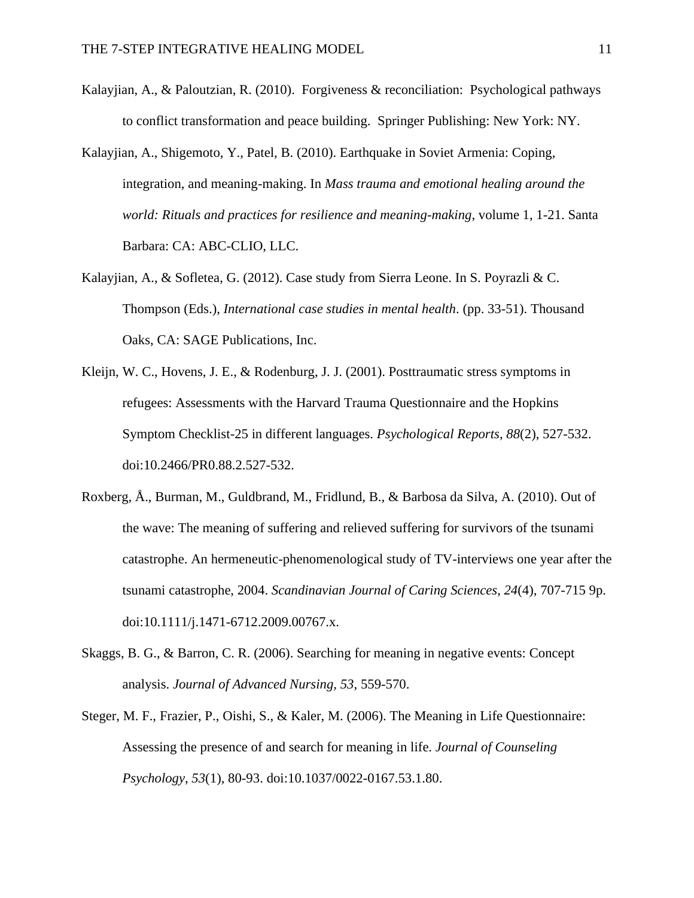Kalayjian, A., & Paloutzian, R. (2010). Forgiveness & reconciliation: Psychological pathways to conflict transformation and peace building. Springer Publishing: New York: NY.

Kalayjian, A., Shigemoto, Y., Patel, B. (2010). Earthquake in Soviet Armenia: Coping, integration, and meaning-making. In *Mass trauma and emotional healing around the world: Rituals and practices for resilience and meaning-making*, volume 1, 1-21. Santa Barbara: CA: ABC-CLIO, LLC.

Kalayjian, A., & Sofletea, G. (2012). Case study from Sierra Leone. In S. Poyrazli & C. Thompson (Eds.), *International case studies in mental health*. (pp. 33-51). Thousand Oaks, CA: SAGE Publications, Inc.

Kleijn, W. C., Hovens, J. E., & Rodenburg, J. J. (2001). Posttraumatic stress symptoms in refugees: Assessments with the Harvard Trauma Questionnaire and the Hopkins Symptom Checklist-25 in different languages. *Psychological Reports*, *88*(2), 527-532. doi:10.2466/PR0.88.2.527-532.

Roxberg, Å., Burman, M., Guldbrand, M., Fridlund, B., & Barbosa da Silva, A. (2010). Out of the wave: The meaning of suffering and relieved suffering for survivors of the tsunami catastrophe. An hermeneutic-phenomenological study of TV-interviews one year after the tsunami catastrophe, 2004. *Scandinavian Journal of Caring Sciences*, *24*(4), 707-715 9p. doi:10.1111/j.1471-6712.2009.00767.x.

Skaggs, B. G., & Barron, C. R. (2006). Searching for meaning in negative events: Concept analysis. *Journal of Advanced Nursing*, *53*, 559-570.

Steger, M. F., Frazier, P., Oishi, S., & Kaler, M. (2006). The Meaning in Life Questionnaire: Assessing the presence of and search for meaning in life. *Journal of Counseling Psychology*, *53*(1), 80-93. doi:10.1037/0022-0167.53.1.80.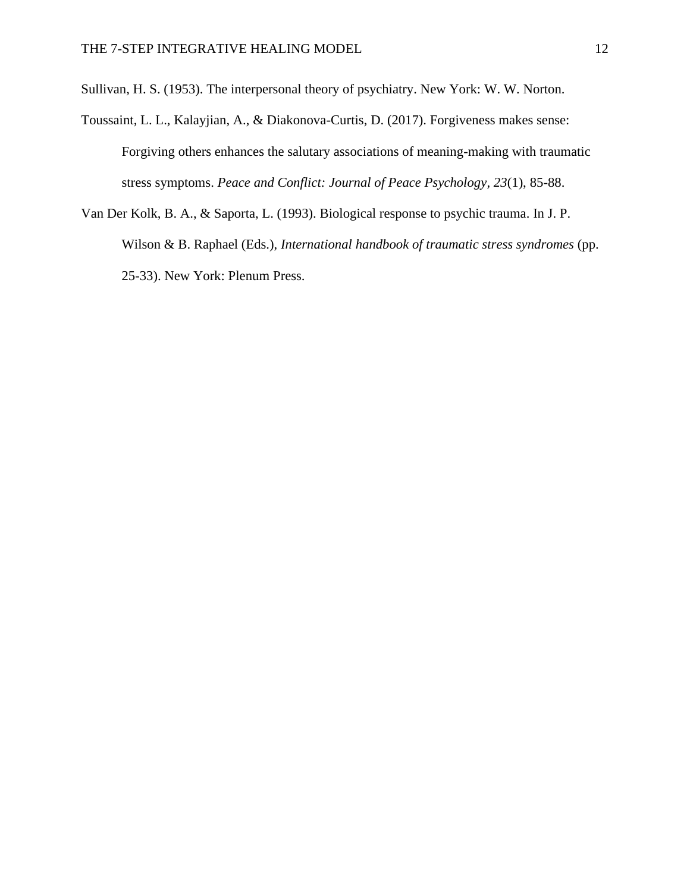Sullivan, H. S. (1953). The interpersonal theory of psychiatry. New York: W. W. Norton.

Toussaint, L. L., Kalayjian, A., & Diakonova-Curtis, D. (2017). Forgiveness makes sense: Forgiving others enhances the salutary associations of meaning-making with traumatic stress symptoms. *Peace and Conflict: Journal of Peace Psychology*, *23*(1), 85-88.

Van Der Kolk, B. A., & Saporta, L. (1993). Biological response to psychic trauma. In J. P. Wilson & B. Raphael (Eds.), *International handbook of traumatic stress syndromes* (pp. 25-33). New York: Plenum Press.